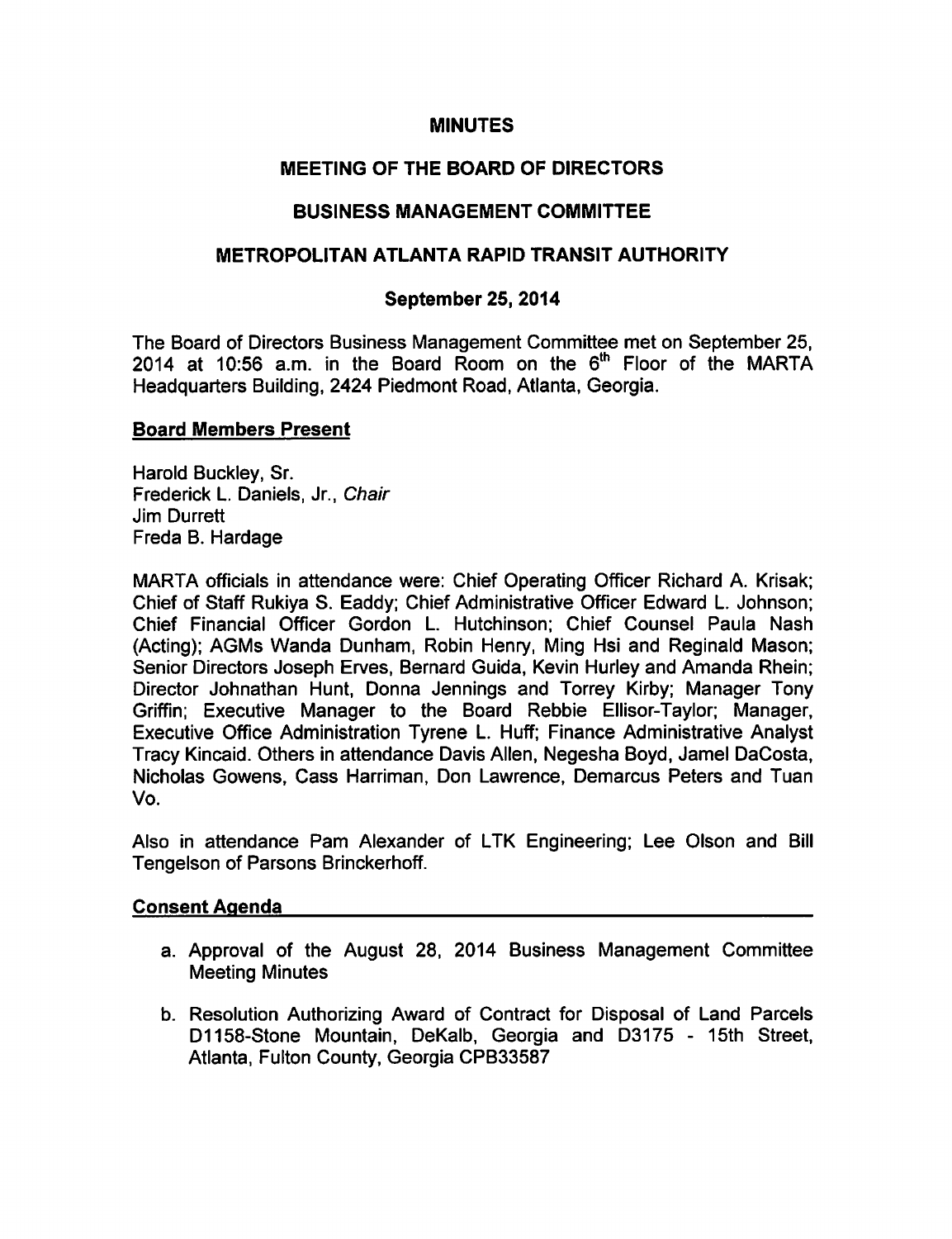# MINUTES

## MEETING OF THE BOARD OF DIRECTORS

## BUSINESS MANAGEMENT COMMITTEE

## METROPOLITAN ATLANTA RAPID TRANSIT AUTHORITY

### September 25, 2014

The Board of Directors Business Management Committee met on September 25, 2014 at 10:56 a.m. in the Board Room on the 6th Floor of the MARTA Headquarters Building, 2424 Piedmont Road, Atlanta, Georgia.

**Board Members Present**

Harold Buckley, Sr.
Frederick L. Daniels, Jr., *Chair*
Jim Durrett
Freda B. Hardage

MARTA officials in attendance were: Chief Operating Officer Richard A. Krisak; Chief of Staff Rukiya S. Eaddy; Chief Administrative Officer Edward L. Johnson; Chief Financial Officer Gordon L. Hutchinson; Chief Counsel Paula Nash (Acting); AGMs Wanda Dunham, Robin Henry, Ming Hsi and Reginald Mason; Senior Directors Joseph Erves, Bernard Guida, Kevin Hurley and Amanda Rhein; Director Johnathan Hunt, Donna Jennings and Torrey Kirby; Manager Tony Griffin; Executive Manager to the Board Rebbie Ellisor-Taylor; Manager, Executive Office Administration Tyrene L. Huff; Finance Administrative Analyst Tracy Kincaid. Others in attendance Davis Allen, Negesha Boyd, Jamel DaCosta, Nicholas Gowens, Cass Harriman, Don Lawrence, Demarcus Peters and Tuan Vo.

Also in attendance Pam Alexander of LTK Engineering; Lee Olson and Bill Tengelson of Parsons Brinckerhoff.

**Consent Agenda**

a. Approval of the August 28, 2014 Business Management Committee Meeting Minutes

b. Resolution Authorizing Award of Contract for Disposal of Land Parcels D1158-Stone Mountain, DeKalb, Georgia and D3175 - 15th Street, Atlanta, Fulton County, Georgia CPB33587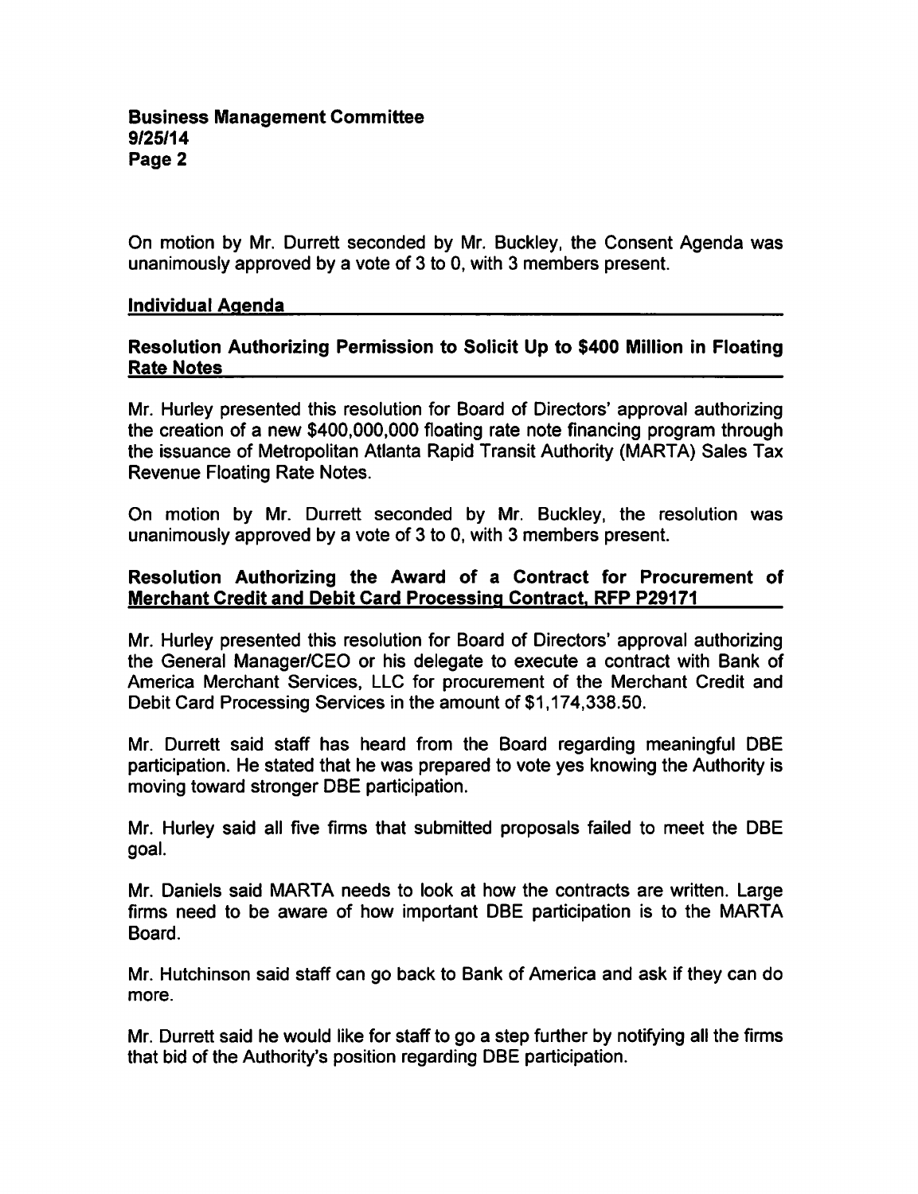On motion by Mr. Durrett seconded by Mr. Buckley, the Consent Agenda was unanimously approved by a vote of 3 to 0, with 3 members present.

## Individual Agenda

### Resolution Authorizing Permission to Solicit Up to $400 Million in Floating Rate Notes

Mr. Hurley presented this resolution for Board of Directors' approval authorizing the creation of a new $400,000,000 floating rate note financing program through the issuance of Metropolitan Atlanta Rapid Transit Authority (MARTA) Sales Tax Revenue Floating Rate Notes.

On motion by Mr. Durrett seconded by Mr. Buckley, the resolution was unanimously approved by a vote of 3 to 0, with 3 members present.

### Resolution Authorizing the Award of a Contract for Procurement of Merchant Credit and Debit Card Processing Contract, RFP P29171

Mr. Hurley presented this resolution for Board of Directors' approval authorizing the General Manager/CEO or his delegate to execute a contract with Bank of America Merchant Services, LLC for procurement of the Merchant Credit and Debit Card Processing Services in the amount of $1,174,338.50.

Mr. Durrett said staff has heard from the Board regarding meaningful DBE participation. He stated that he was prepared to vote yes knowing the Authority is moving toward stronger DBE participation.

Mr. Hurley said all five firms that submitted proposals failed to meet the DBE goal.

Mr. Daniels said MARTA needs to look at how the contracts are written. Large firms need to be aware of how important DBE participation is to the MARTA Board.

Mr. Hutchinson said staff can go back to Bank of America and ask if they can do more.

Mr. Durrett said he would like for staff to go a step further by notifying all the firms that bid of the Authority's position regarding DBE participation.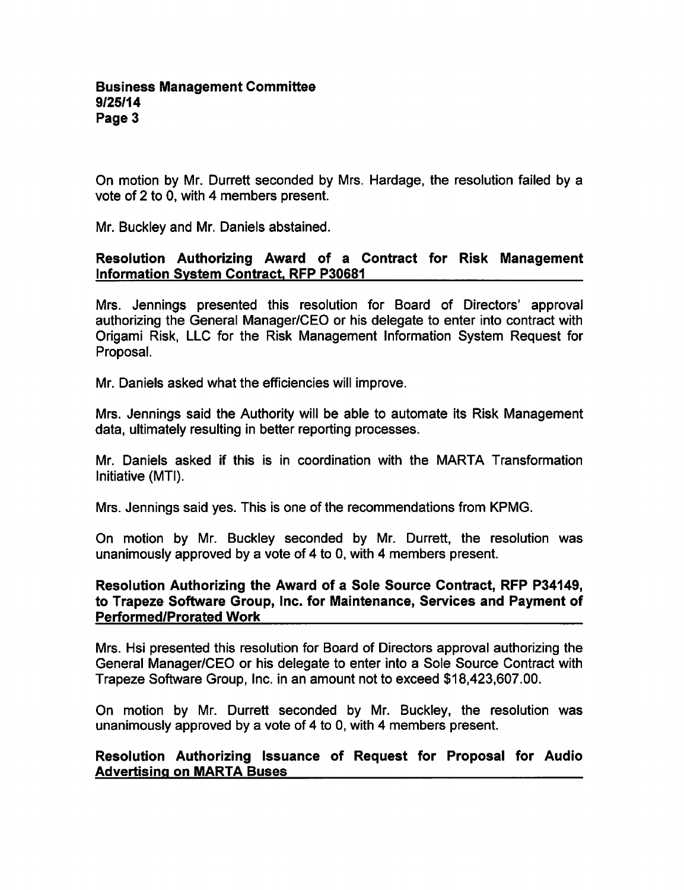On motion by Mr. Durrett seconded by Mrs. Hardage, the resolution failed by a vote of 2 to 0, with 4 members present.

Mr. Buckley and Mr. Daniels abstained.

**Resolution Authorizing Award of a Contract for Risk Management Information System Contract, RFP P30681**

Mrs. Jennings presented this resolution for Board of Directors' approval authorizing the General Manager/CEO or his delegate to enter into contract with Origami Risk, LLC for the Risk Management Information System Request for Proposal.

Mr. Daniels asked what the efficiencies will improve.

Mrs. Jennings said the Authority will be able to automate its Risk Management data, ultimately resulting in better reporting processes.

Mr. Daniels asked if this is in coordination with the MARTA Transformation Initiative (MTI).

Mrs. Jennings said yes. This is one of the recommendations from KPMG.

On motion by Mr. Buckley seconded by Mr. Durrett, the resolution was unanimously approved by a vote of 4 to 0, with 4 members present.

**Resolution Authorizing the Award of a Sole Source Contract, RFP P34149, to Trapeze Software Group, Inc. for Maintenance, Services and Payment of Performed/Prorated Work**

Mrs. Hsi presented this resolution for Board of Directors approval authorizing the General Manager/CEO or his delegate to enter into a Sole Source Contract with Trapeze Software Group, Inc. in an amount not to exceed $18,423,607.00.

On motion by Mr. Durrett seconded by Mr. Buckley, the resolution was unanimously approved by a vote of 4 to 0, with 4 members present.

**Resolution Authorizing Issuance of Request for Proposal for Audio Advertising on MARTA Buses**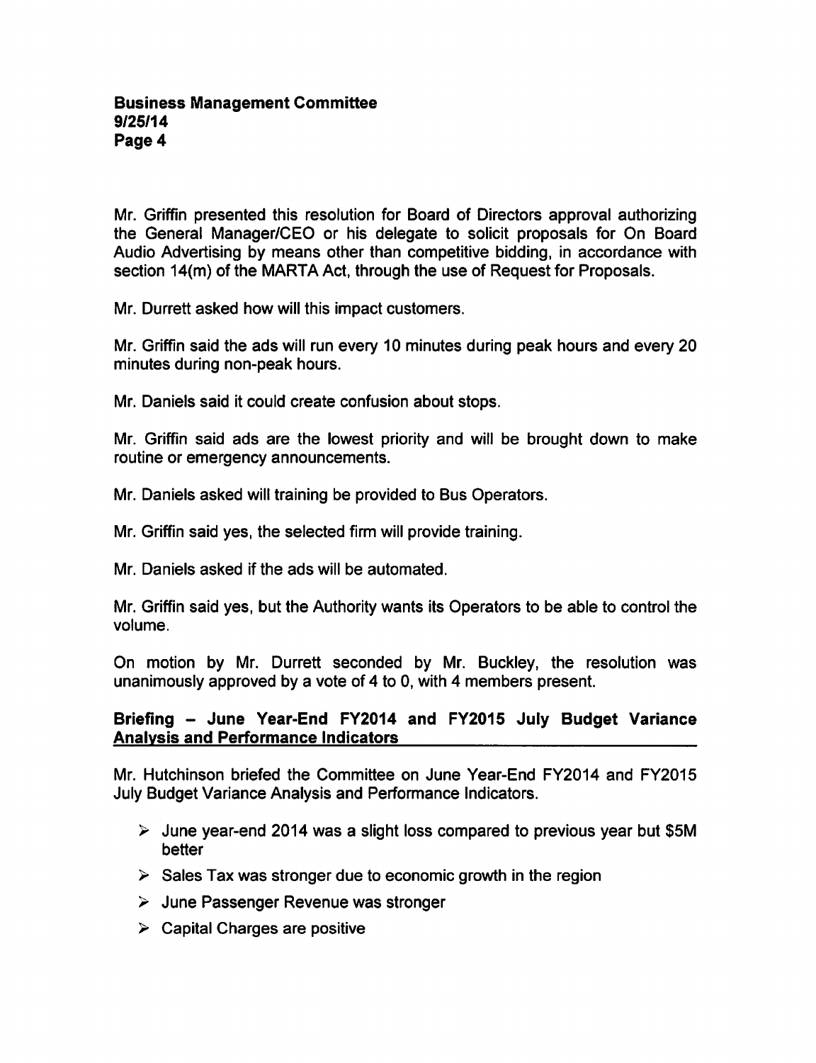Mr. Griffin presented this resolution for Board of Directors approval authorizing the General Manager/CEO or his delegate to solicit proposals for On Board Audio Advertising by means other than competitive bidding, in accordance with section 14(m) of the MARTA Act, through the use of Request for Proposals.

Mr. Durrett asked how will this impact customers.

Mr. Griffin said the ads will run every 10 minutes during peak hours and every 20 minutes during non-peak hours.

Mr. Daniels said it could create confusion about stops.

Mr. Griffin said ads are the lowest priority and will be brought down to make routine or emergency announcements.

Mr. Daniels asked will training be provided to Bus Operators.

Mr. Griffin said yes, the selected firm will provide training.

Mr. Daniels asked if the ads will be automated.

Mr. Griffin said yes, but the Authority wants its Operators to be able to control the volume.

On motion by Mr. Durrett seconded by Mr. Buckley, the resolution was unanimously approved by a vote of 4 to 0, with 4 members present.

## Briefing – June Year-End FY2014 and FY2015 July Budget Variance Analysis and Performance Indicators

Mr. Hutchinson briefed the Committee on June Year-End FY2014 and FY2015 July Budget Variance Analysis and Performance Indicators.

- June year-end 2014 was a slight loss compared to previous year but $5M better
- Sales Tax was stronger due to economic growth in the region
- June Passenger Revenue was stronger
- Capital Charges are positive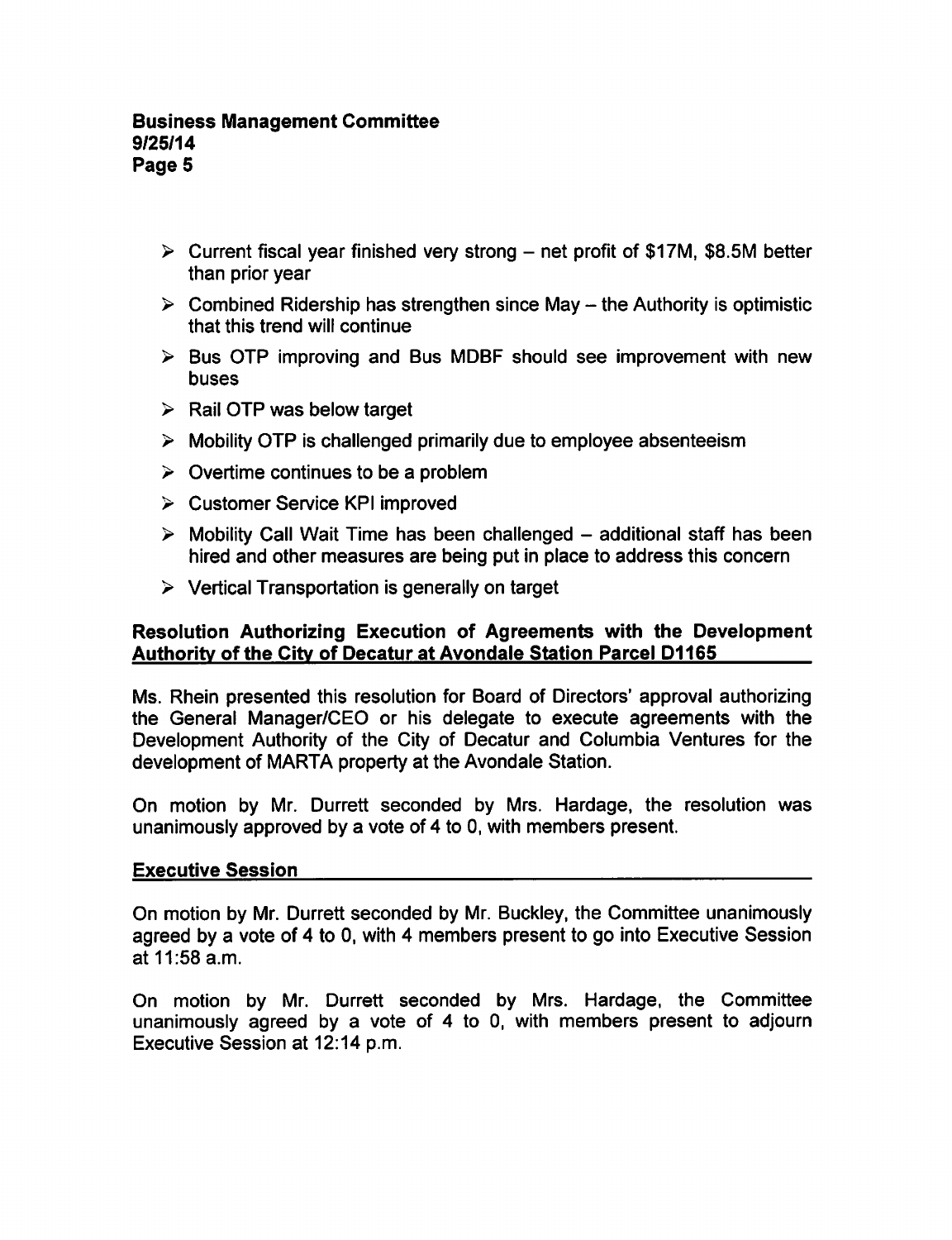- Current fiscal year finished very strong – net profit of $17M, $8.5M better than prior year
- Combined Ridership has strengthen since May – the Authority is optimistic that this trend will continue
- Bus OTP improving and Bus MDBF should see improvement with new buses
- Rail OTP was below target
- Mobility OTP is challenged primarily due to employee absenteeism
- Overtime continues to be a problem
- Customer Service KPI improved
- Mobility Call Wait Time has been challenged – additional staff has been hired and other measures are being put in place to address this concern
- Vertical Transportation is generally on target

## Resolution Authorizing Execution of Agreements with the Development Authority of the City of Decatur at Avondale Station Parcel D1165

Ms. Rhein presented this resolution for Board of Directors' approval authorizing the General Manager/CEO or his delegate to execute agreements with the Development Authority of the City of Decatur and Columbia Ventures for the development of MARTA property at the Avondale Station.

On motion by Mr. Durrett seconded by Mrs. Hardage, the resolution was unanimously approved by a vote of 4 to 0, with members present.

## Executive Session

On motion by Mr. Durrett seconded by Mr. Buckley, the Committee unanimously agreed by a vote of 4 to 0, with 4 members present to go into Executive Session at 11:58 a.m.

On motion by Mr. Durrett seconded by Mrs. Hardage, the Committee unanimously agreed by a vote of 4 to 0, with members present to adjourn Executive Session at 12:14 p.m.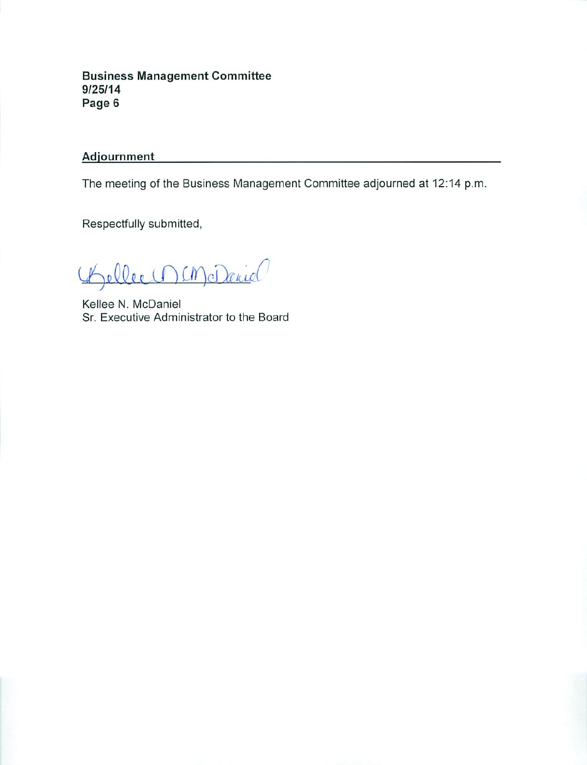## Adjournment

The meeting of the Business Management Committee adjourned at 12:14 p.m.

Respectfully submitted,

Kellee N. McDaniel

Kellee N. McDaniel
Sr. Executive Administrator to the Board